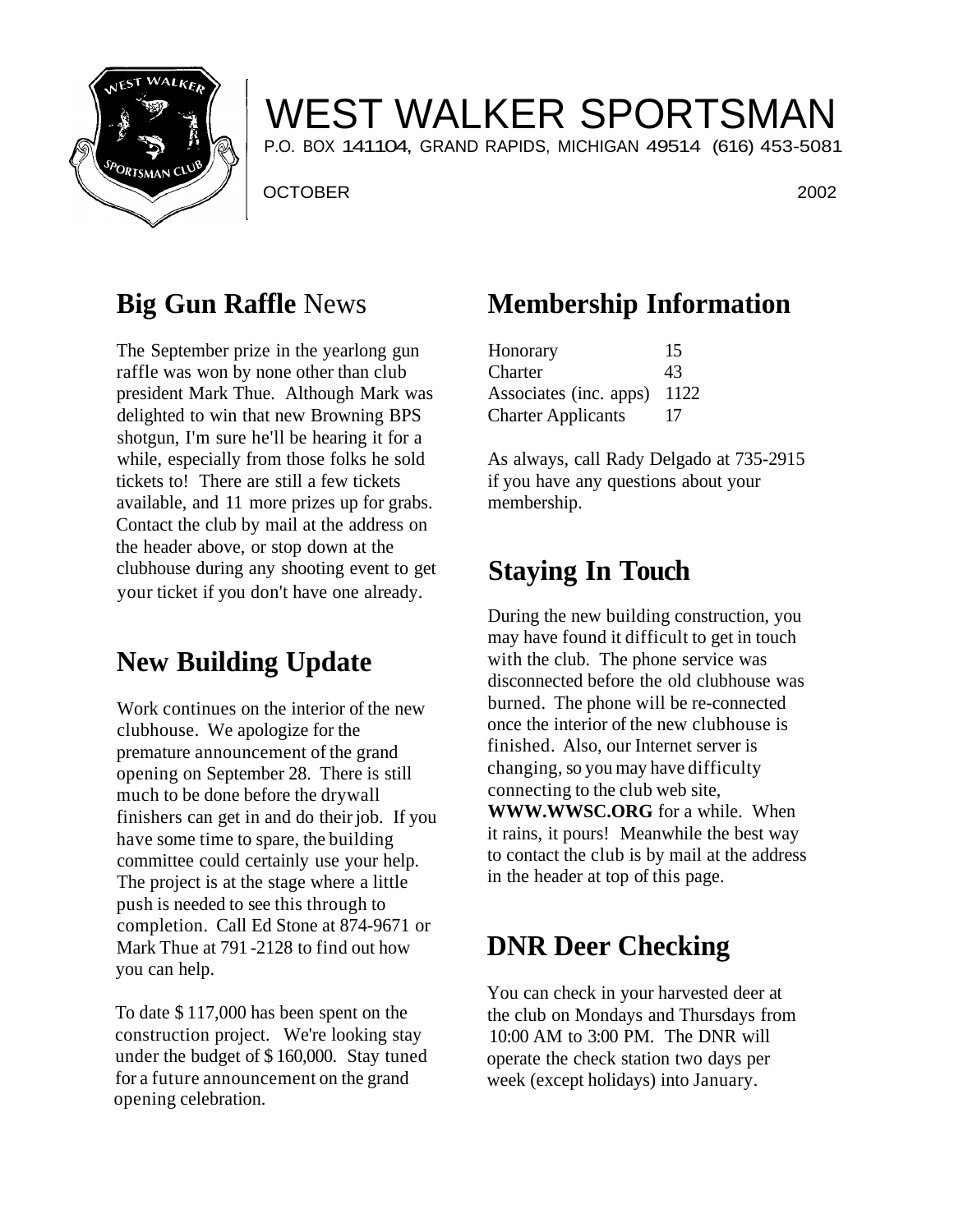# WEST WALKER SPORTSMAN

P.O. BOX 141104, GRAND RAPIDS, MICHIGAN 49514 (616) 453-5081

OCTOBER 2002

## **Big Gun Raffle** News

The September prize in the yearlong gun raffle was won by none other than club president Mark Thue. Although Mark was delighted to win that new Browning BPS shotgun, I'm sure he'll be hearing it for a while, especially from those folks he sold tickets to! There are still a few tickets available, and 11 more prizes up for grabs. Contact the club by mail at the address on the header above, or stop down at the clubhouse during any shooting event to get your ticket if you don't have one already.

## New Building Update

Work continues on the interior of the new clubhouse. We apologize for the premature announcement of the grand opening on September 28. There is still much to be done before the drywall finishers can get in and do their job. If you have some time to spare, the building committee could certainly use your help. The project is at the stage where a little push is needed to see this through to completion. Call Ed Stone at 874-9671 or Mark Thue at 791-2128 to find out how you can help.

To date $ 117,000 has been spent on the construction project. We're looking stay under the budget of $ 160,000. Stay tuned for a future announcement on the grand opening celebration.

## Membership Information

| | |
|---|---|
| Honorary | 15 |
| Charter | 43 |
| Associates (inc. apps) | 1122 |
| Charter Applicants | 17 |

As always, call Rady Delgado at 735-2915 if you have any questions about your membership.

## Staying In Touch

During the new building construction, you may have found it difficult to get in touch with the club. The phone service was disconnected before the old clubhouse was burned. The phone will be re-connected once the interior of the new clubhouse is finished. Also, our Internet server is changing, so you may have difficulty connecting to the club web site, **WWW.WWSC.ORG** for a while. When it rains, it pours! Meanwhile the best way to contact the club is by mail at the address in the header at top of this page.

## DNR Deer Checking

You can check in your harvested deer at the club on Mondays and Thursdays from 10:00 AM to 3:00 PM. The DNR will operate the check station two days per week (except holidays) into January.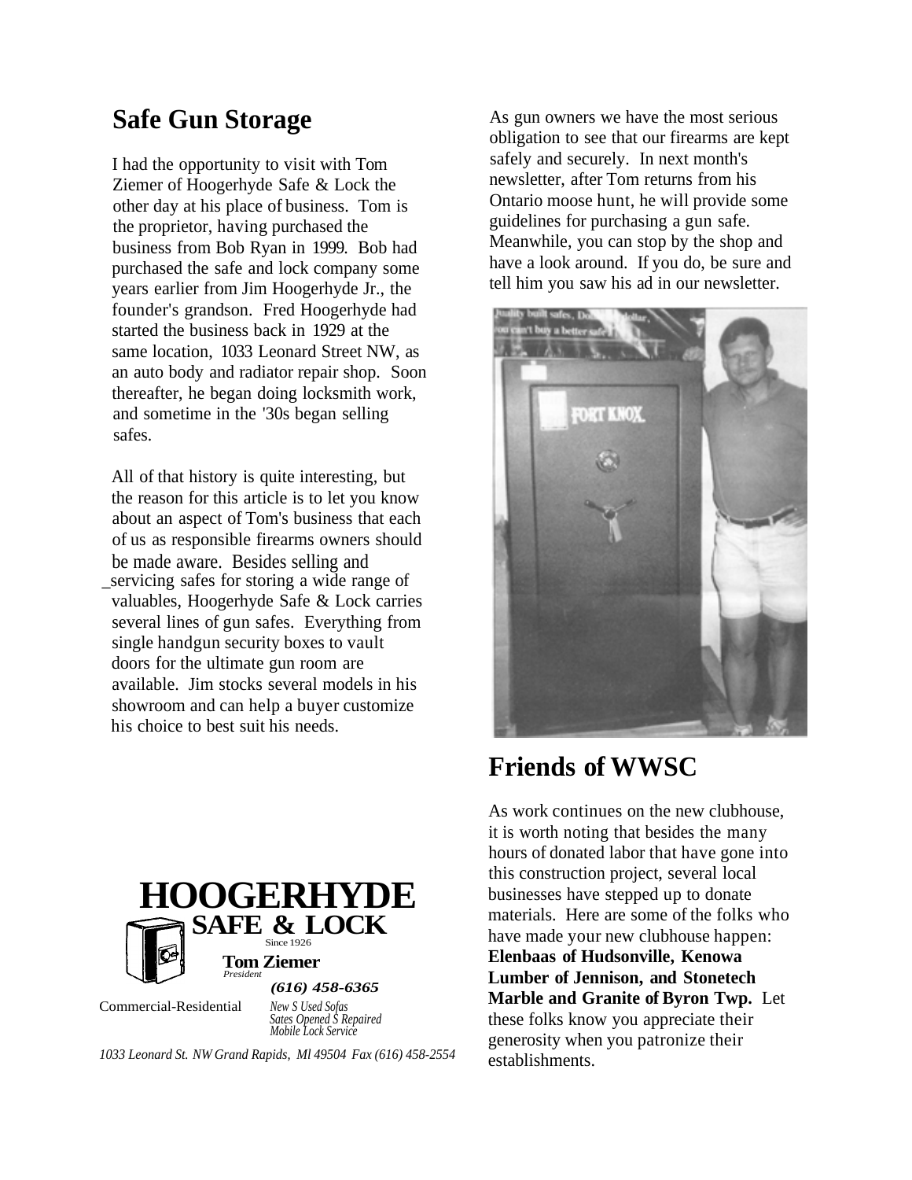## Safe Gun Storage

I had the opportunity to visit with Tom Ziemer of Hoogerhyde Safe & Lock the other day at his place of business. Tom is the proprietor, having purchased the business from Bob Ryan in 1999. Bob had purchased the safe and lock company some years earlier from Jim Hoogerhyde Jr., the founder's grandson. Fred Hoogerhyde had started the business back in 1929 at the same location, 1033 Leonard Street NW, as an auto body and radiator repair shop. Soon thereafter, he began doing locksmith work, and sometime in the '30s began selling safes.

All of that history is quite interesting, but the reason for this article is to let you know about an aspect of Tom's business that each of us as responsible firearms owners should be made aware. Besides selling and servicing safes for storing a wide range of valuables, Hoogerhyde Safe & Lock carries several lines of gun safes. Everything from single handgun security boxes to vault doors for the ultimate gun room are available. Jim stocks several models in his showroom and can help a buyer customize his choice to best suit his needs.

**HOOGERHYDE**
**SAFE & LOCK**
Since 1926

**Tom Ziemer**
*President*

***(616) 458-6365***

Commercial-Residential

*New S Used Sofas*
*Sates Opened S Repaired*
*Mobile Lock Service*

*1033 Leonard St. NW Grand Rapids, Ml 49504 Fax (616) 458-2554*

As gun owners we have the most serious obligation to see that our firearms are kept safely and securely. In next month's newsletter, after Tom returns from his Ontario moose hunt, he will provide some guidelines for purchasing a gun safe. Meanwhile, you can stop by the shop and have a look around. If you do, be sure and tell him you saw his ad in our newsletter.

## Friends of WWSC

As work continues on the new clubhouse, it is worth noting that besides the many hours of donated labor that have gone into this construction project, several local businesses have stepped up to donate materials. Here are some of the folks who have made your new clubhouse happen: **Elenbaas of Hudsonville, Kenowa Lumber of Jennison, and Stonetech Marble and Granite of Byron Twp.** Let these folks know you appreciate their generosity when you patronize their establishments.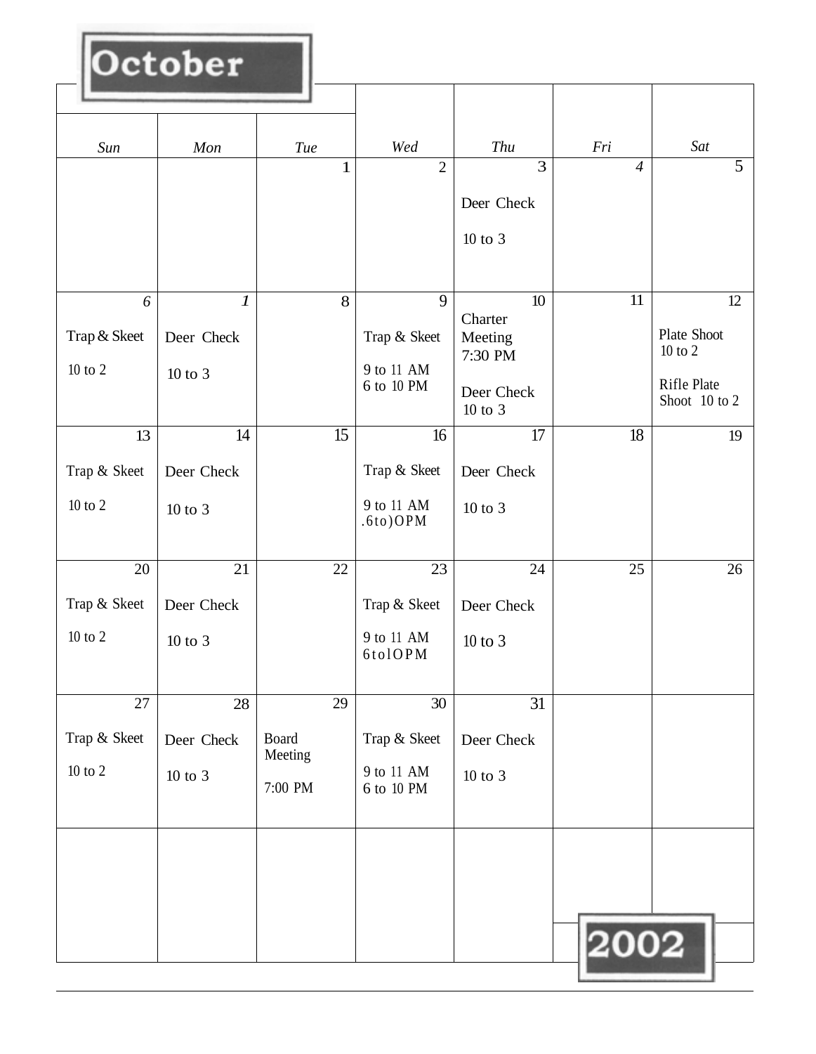# October 2002

| Sun | Mon | Tue | Wed | Thu | Fri | Sat |
|---|---|---|---|---|---|---|
| | | 1 | 2 | 3<br>Deer Check<br>10 to 3 | 4 | 5 |
| 6<br>Trap & Skeet<br>10 to 2 | 7<br>Deer Check<br>10 to 3 | 8 | 9<br>Trap & Skeet<br>9 to 11 AM<br>6 to 10 PM | 10<br>Charter Meeting<br>7:30 PM<br>Deer Check<br>10 to 3 | 11 | 12<br>Plate Shoot<br>10 to 2<br>Rifle Plate Shoot 10 to 2 |
| 13<br>Trap & Skeet<br>10 to 2 | 14<br>Deer Check<br>10 to 3 | 15 | 16<br>Trap & Skeet<br>9 to 11 AM<br>6 to 10 PM | 17<br>Deer Check<br>10 to 3 | 18 | 19 |
| 20<br>Trap & Skeet<br>10 to 2 | 21<br>Deer Check<br>10 to 3 | 22 | 23<br>Trap & Skeet<br>9 to 11 AM<br>6 to 10 PM | 24<br>Deer Check<br>10 to 3 | 25 | 26 |
| 27<br>Trap & Skeet<br>10 to 2 | 28<br>Deer Check<br>10 to 3 | 29<br>Board Meeting<br>7:00 PM | 30<br>Trap & Skeet<br>9 to 11 AM<br>6 to 10 PM | 31<br>Deer Check<br>10 to 3 | | |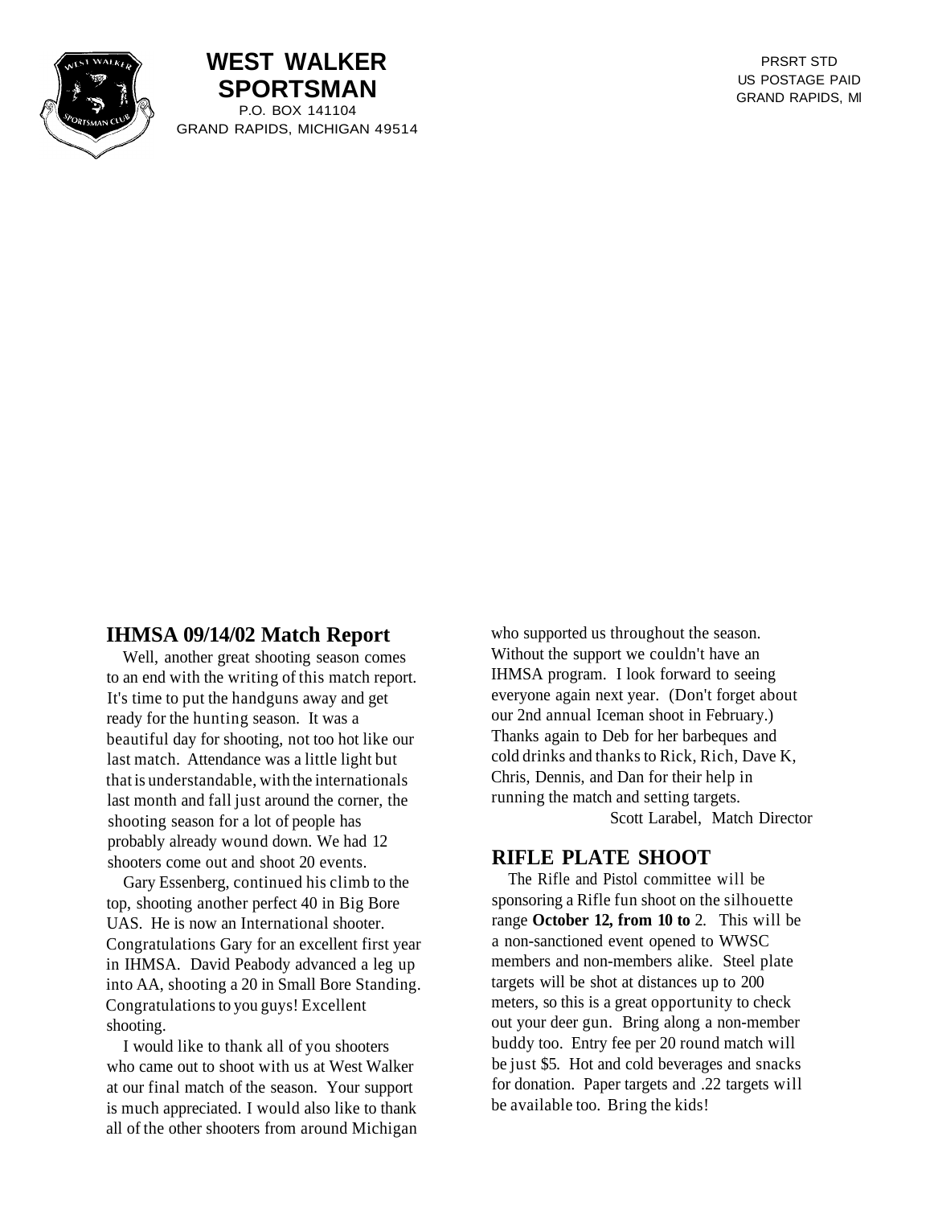**WEST WALKER SPORTSMAN**
P.O. BOX 141104
GRAND RAPIDS, MICHIGAN 49514

PRSRT STD
US POSTAGE PAID
GRAND RAPIDS, MI

## IHMSA 09/14/02 Match Report

Well, another great shooting season comes to an end with the writing of this match report. It's time to put the handguns away and get ready for the hunting season. It was a beautiful day for shooting, not too hot like our last match. Attendance was a little light but that is understandable, with the internationals last month and fall just around the corner, the shooting season for a lot of people has probably already wound down. We had 12 shooters come out and shoot 20 events.

Gary Essenberg, continued his climb to the top, shooting another perfect 40 in Big Bore UAS. He is now an International shooter. Congratulations Gary for an excellent first year in IHMSA. David Peabody advanced a leg up into AA, shooting a 20 in Small Bore Standing. Congratulations to you guys! Excellent shooting.

I would like to thank all of you shooters who came out to shoot with us at West Walker at our final match of the season. Your support is much appreciated. I would also like to thank all of the other shooters from around Michigan who supported us throughout the season. Without the support we couldn't have an IHMSA program. I look forward to seeing everyone again next year. (Don't forget about our 2nd annual Iceman shoot in February.) Thanks again to Deb for her barbeques and cold drinks and thanks to Rick, Rich, Dave K, Chris, Dennis, and Dan for their help in running the match and setting targets.

Scott Larabel, Match Director

## RIFLE PLATE SHOOT

The Rifle and Pistol committee will be sponsoring a Rifle fun shoot on the silhouette range **October 12, from 10 to** 2. This will be a non-sanctioned event opened to WWSC members and non-members alike. Steel plate targets will be shot at distances up to 200 meters, so this is a great opportunity to check out your deer gun. Bring along a non-member buddy too. Entry fee per 20 round match will be just $5. Hot and cold beverages and snacks for donation. Paper targets and .22 targets will be available too. Bring the kids!